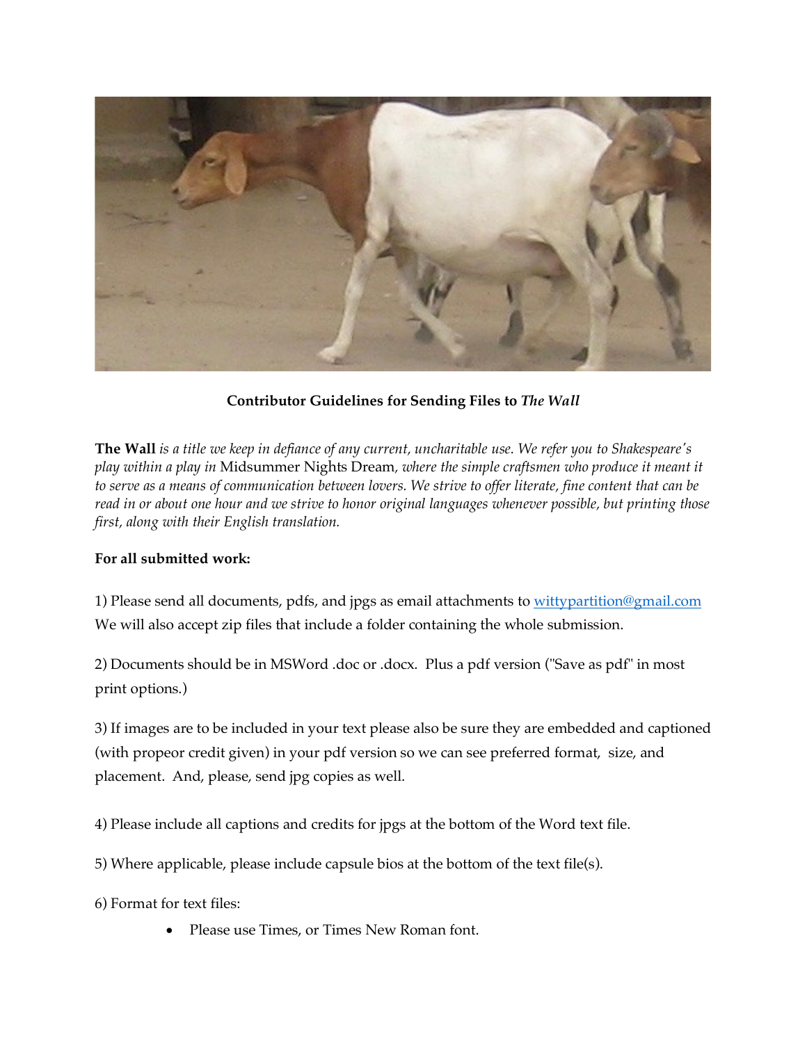**Contributor Guidelines for Sending Files to *The Wall***

**The Wall** *is a title we keep in defiance of any current, uncharitable use. We refer you to Shakespeare's play within a play in* Midsummer Nights Dream, *where the simple craftsmen who produce it meant it to serve as a means of communication between lovers. We strive to offer literate, fine content that can be read in or about one hour and we strive to honor original languages whenever possible, but printing those first, along with their English translation.*

**For all submitted work:**

1) Please send all documents, pdfs, and jpgs as email attachments to [wittypartition@gmail.com](mailto:wittypartition@gmail.com) We will also accept zip files that include a folder containing the whole submission.

2) Documents should be in MSWord .doc or .docx. Plus a pdf version ("Save as pdf" in most print options.)

3) If images are to be included in your text please also be sure they are embedded and captioned (with propeor credit given) in your pdf version so we can see preferred format, size, and placement. And, please, send jpg copies as well.

4) Please include all captions and credits for jpgs at the bottom of the Word text file.

5) Where applicable, please include capsule bios at the bottom of the text file(s).

6) Format for text files:

- Please use Times, or Times New Roman font.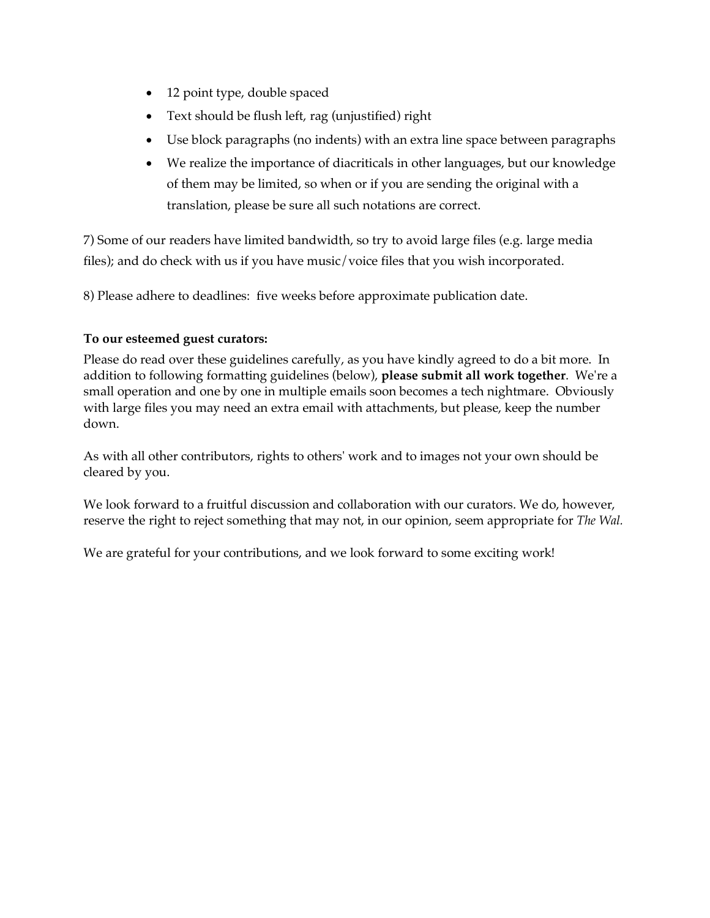- 12 point type, double spaced
- Text should be flush left, rag (unjustified) right
- Use block paragraphs (no indents) with an extra line space between paragraphs
- We realize the importance of diacriticals in other languages, but our knowledge of them may be limited, so when or if you are sending the original with a translation, please be sure all such notations are correct.

7) Some of our readers have limited bandwidth, so try to avoid large files (e.g. large media files); and do check with us if you have music/voice files that you wish incorporated.

8) Please adhere to deadlines: five weeks before approximate publication date.

**To our esteemed guest curators:**

Please do read over these guidelines carefully, as you have kindly agreed to do a bit more. In addition to following formatting guidelines (below), **please submit all work together**. We're a small operation and one by one in multiple emails soon becomes a tech nightmare. Obviously with large files you may need an extra email with attachments, but please, keep the number down.

As with all other contributors, rights to others' work and to images not your own should be cleared by you.

We look forward to a fruitful discussion and collaboration with our curators. We do, however, reserve the right to reject something that may not, in our opinion, seem appropriate for *The Wal.*

We are grateful for your contributions, and we look forward to some exciting work!